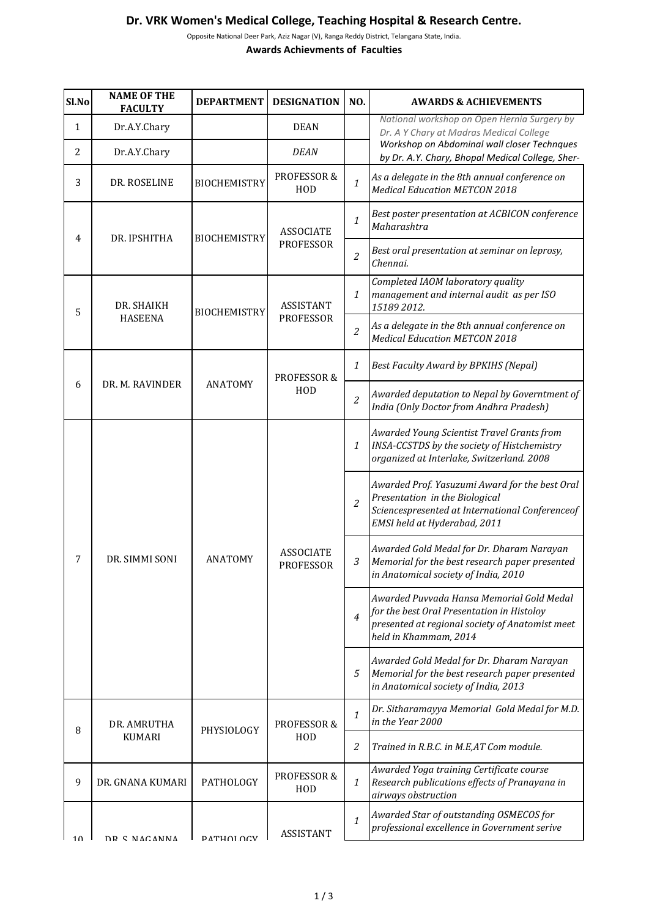# Dr. VRK Women's Medical College, Teaching Hospital & Research Centre.

Opposite National Deer Park, Aziz Nagar (V), Ranga Reddy District, Telangana State, India.

**Awards Achievments of Faculties**

| Sl.No | NAME OF THE FACULTY | DEPARTMENT | DESIGNATION | NO. | AWARDS & ACHIEVEMENTS |
|---|---|---|---|---|---|
| 1 | Dr.A.Y.Chary | | DEAN | | *National workshop on Open Hernia Surgery by Dr. A Y Chary at Madras Medical College* |
| 2 | Dr.A.Y.Chary | | *DEAN* | | *Workshop on Abdominal wall closer Technques by Dr. A.Y. Chary, Bhopal Medical College, Sher-* |
| 3 | DR. ROSELINE | BIOCHEMISTRY | PROFESSOR & HOD | *1* | *As a delegate in the 8th annual conference on Medical Education METCON 2018* |
| 4 | DR. IPSHITHA | BIOCHEMISTRY | ASSOCIATE PROFESSOR | *1* | *Best poster presentation at ACBICON conference Maharashtra* |
| | | | | *2* | *Best oral presentation at seminar on leprosy, Chennai.* |
| 5 | DR. SHAIKH HASEENA | BIOCHEMISTRY | ASSISTANT PROFESSOR | *1* | *Completed IAOM laboratory quality management and internal audit as per ISO 15189 2012.* |
| | | | | *2* | *As a delegate in the 8th annual conference on Medical Education METCON 2018* |
| 6 | DR. M. RAVINDER | ANATOMY | PROFESSOR & HOD | *1* | *Best Faculty Award by BPKIHS (Nepal)* |
| | | | | *2* | *Awarded deputation to Nepal by Governtment of India (Only Doctor from Andhra Pradesh)* |
| 7 | DR. SIMMI SONI | ANATOMY | ASSOCIATE PROFESSOR | *1* | *Awarded Young Scientist Travel Grants from INSA-CCSTDS by the society of Histchemistry organized at Interlake, Switzerland. 2008* |
| | | | | *2* | *Awarded Prof. Yasuzumi Award for the best Oral Presentation in the Biological Sciencespresented at International Conferenceof EMSI held at Hyderabad, 2011* |
| | | | | *3* | *Awarded Gold Medal for Dr. Dharam Narayan Memorial for the best research paper presented in Anatomical society of India, 2010* |
| | | | | *4* | *Awarded Puvvada Hansa Memorial Gold Medal for the best Oral Presentation in Histoloy presented at regional society of Anatomist meet held in Khammam, 2014* |
| | | | | *5* | *Awarded Gold Medal for Dr. Dharam Narayan Memorial for the best research paper presented in Anatomical society of India, 2013* |
| 8 | DR. AMRUTHA KUMARI | PHYSIOLOGY | PROFESSOR & HOD | *1* | *Dr. Sitharamayya Memorial Gold Medal for M.D. in the Year 2000* |
| | | | | *2* | *Trained in R.B.C. in M.E,AT Com module.* |
| 9 | DR. GNANA KUMARI | PATHOLOGY | PROFESSOR & HOD | *1* | *Awarded Yoga training Certificate course Research publications effects of Pranayana in airways obstruction* |
| 10 | DR. S. NAGANNA | PATHOLOGY | ASSISTANT | *1* | *Awarded Star of outstanding OSMECOS for professional excellence in Government serive* |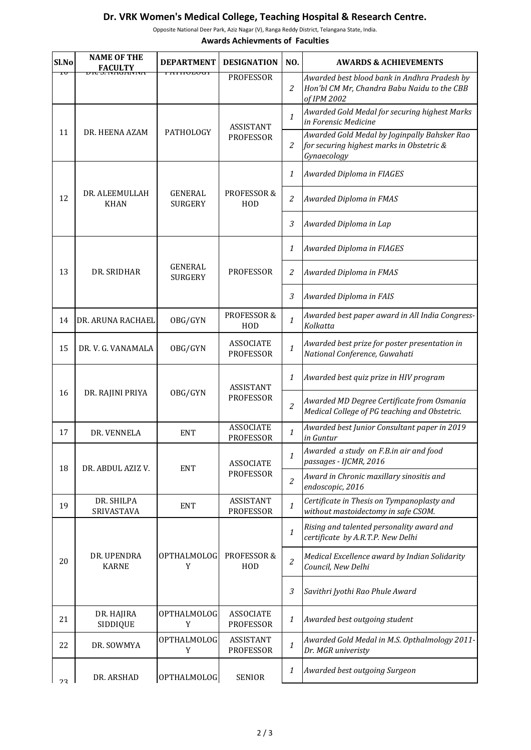# Dr. VRK Women's Medical College, Teaching Hospital & Research Centre.

Opposite National Deer Park, Aziz Nagar (V), Ranga Reddy District, Telangana State, India.

**Awards Achievments of Faculties**

| Sl.No | NAME OF THE FACULTY | DEPARTMENT | DESIGNATION | NO. | AWARDS & ACHIEVEMENTS |
|---|---|---|---|---|---|
| 10 | DR. S. NAGANNA | PATHOLOGY | PROFESSOR | 2 | *Awarded best blood bank in Andhra Pradesh by Hon'bl CM Mr, Chandra Babu Naidu to the CBB of IPM 2002* |
| 11 | DR. HEENA AZAM | PATHOLOGY | ASSISTANT PROFESSOR | 1 | *Awarded Gold Medal for securing highest Marks in Forensic Medicine* |
| | | | | 2 | *Awarded Gold Medal by Joginpally Bahsker Rao for securing highest marks in Obstetric & Gynaecology* |
| 12 | DR. ALEEMULLAH KHAN | GENERAL SURGERY | PROFESSOR & HOD | 1 | *Awarded Diploma in FIAGES* |
| | | | | 2 | *Awarded Diploma in FMAS* |
| | | | | 3 | *Awarded Diploma in Lap* |
| 13 | DR. SRIDHAR | GENERAL SURGERY | PROFESSOR | 1 | *Awarded Diploma in FIAGES* |
| | | | | 2 | *Awarded Diploma in FMAS* |
| | | | | 3 | *Awarded Diploma in FAIS* |
| 14 | DR. ARUNA RACHAEL | OBG/GYN | PROFESSOR & HOD | 1 | *Awarded best paper award in All India Congress-Kolkatta* |
| 15 | DR. V. G. VANAMALA | OBG/GYN | ASSOCIATE PROFESSOR | 1 | *Awarded best prize for poster presentation in National Conference, Guwahati* |
| 16 | DR. RAJINI PRIYA | OBG/GYN | ASSISTANT PROFESSOR | 1 | *Awarded best quiz prize in HIV program* |
| | | | | 2 | *Awarded MD Degree Certificate from Osmania Medical College of PG teaching and Obstetric.* |
| 17 | DR. VENNELA | ENT | ASSOCIATE PROFESSOR | 1 | *Awarded best Junior Consultant paper in 2019 in Guntur* |
| 18 | DR. ABDUL AZIZ V. | ENT | ASSOCIATE PROFESSOR | 1 | *Awarded a study on F.B.in air and food passages - IJCMR, 2016* |
| | | | | 2 | *Award in Chronic maxillary sinositis and endoscopic, 2016* |
| 19 | DR. SHILPA SRIVASTAVA | ENT | ASSISTANT PROFESSOR | 1 | *Certificate in Thesis on Tympanoplasty and without mastoidectomy in safe CSOM.* |
| 20 | DR. UPENDRA KARNE | OPTHALMOLOGY | PROFESSOR & HOD | 1 | *Rising and talented personality award and certificate by A.R.T.P. New Delhi* |
| | | | | 2 | *Medical Excellence award by Indian Solidarity Council, New Delhi* |
| | | | | 3 | *Savithri Jyothi Rao Phule Award* |
| 21 | DR. HAJIRA SIDDIQUE | OPTHALMOLOGY | ASSOCIATE PROFESSOR | 1 | *Awarded best outgoing student* |
| 22 | DR. SOWMYA | OPTHALMOLOGY | ASSISTANT PROFESSOR | 1 | *Awarded Gold Medal in M.S. Opthalmology 2011-Dr. MGR univeristy* |
| 23 | DR. ARSHAD | OPTHALMOLOG | SENIOR | 1 | *Awarded best outgoing Surgeon* |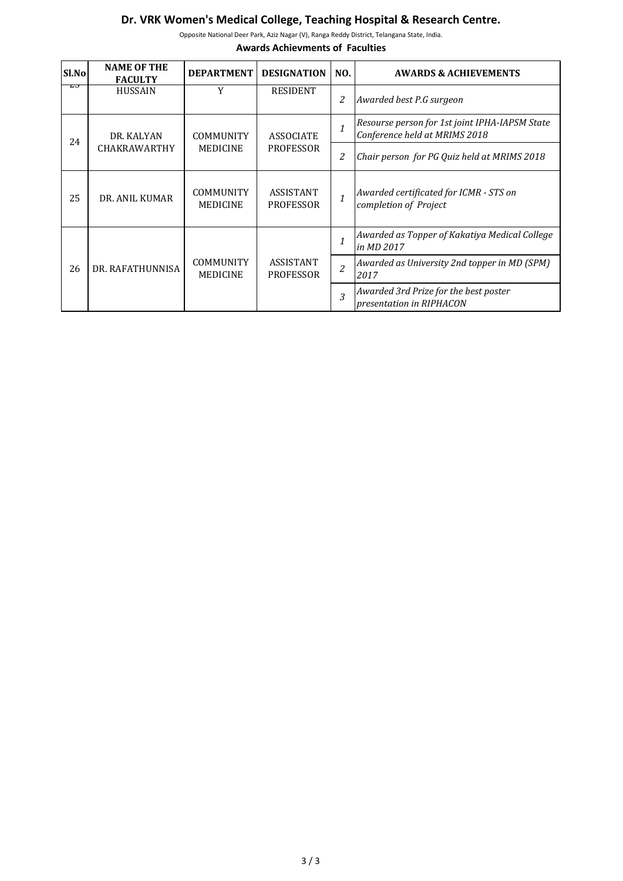# Dr. VRK Women's Medical College, Teaching Hospital & Research Centre.

Opposite National Deer Park, Aziz Nagar (V), Ranga Reddy District, Telangana State, India.

**Awards Achievments of Faculties**

| Sl.No | NAME OF THE FACULTY | DEPARTMENT | DESIGNATION | NO. | AWARDS & ACHIEVEMENTS |
|---|---|---|---|---|---|
| 23 | HUSSAIN | Y | RESIDENT | *2* | *Awarded best P.G surgeon* |
| 24 | DR. KALYAN CHAKRAWARTHY | COMMUNITY MEDICINE | ASSOCIATE PROFESSOR | *1* | *Resourse person for 1st joint IPHA-IAPSM State Conference held at MRIMS 2018* |
| | | | | *2* | *Chair person for PG Quiz held at MRIMS 2018* |
| 25 | DR. ANIL KUMAR | COMMUNITY MEDICINE | ASSISTANT PROFESSOR | *1* | *Awarded certificated for ICMR - STS on completion of Project* |
| 26 | DR. RAFATHUNNISA | COMMUNITY MEDICINE | ASSISTANT PROFESSOR | *1* | *Awarded as Topper of Kakatiya Medical College in MD 2017* |
| | | | | *2* | *Awarded as University 2nd topper in MD (SPM) 2017* |
| | | | | *3* | *Awarded 3rd Prize for the best poster presentation in RIPHACON* |